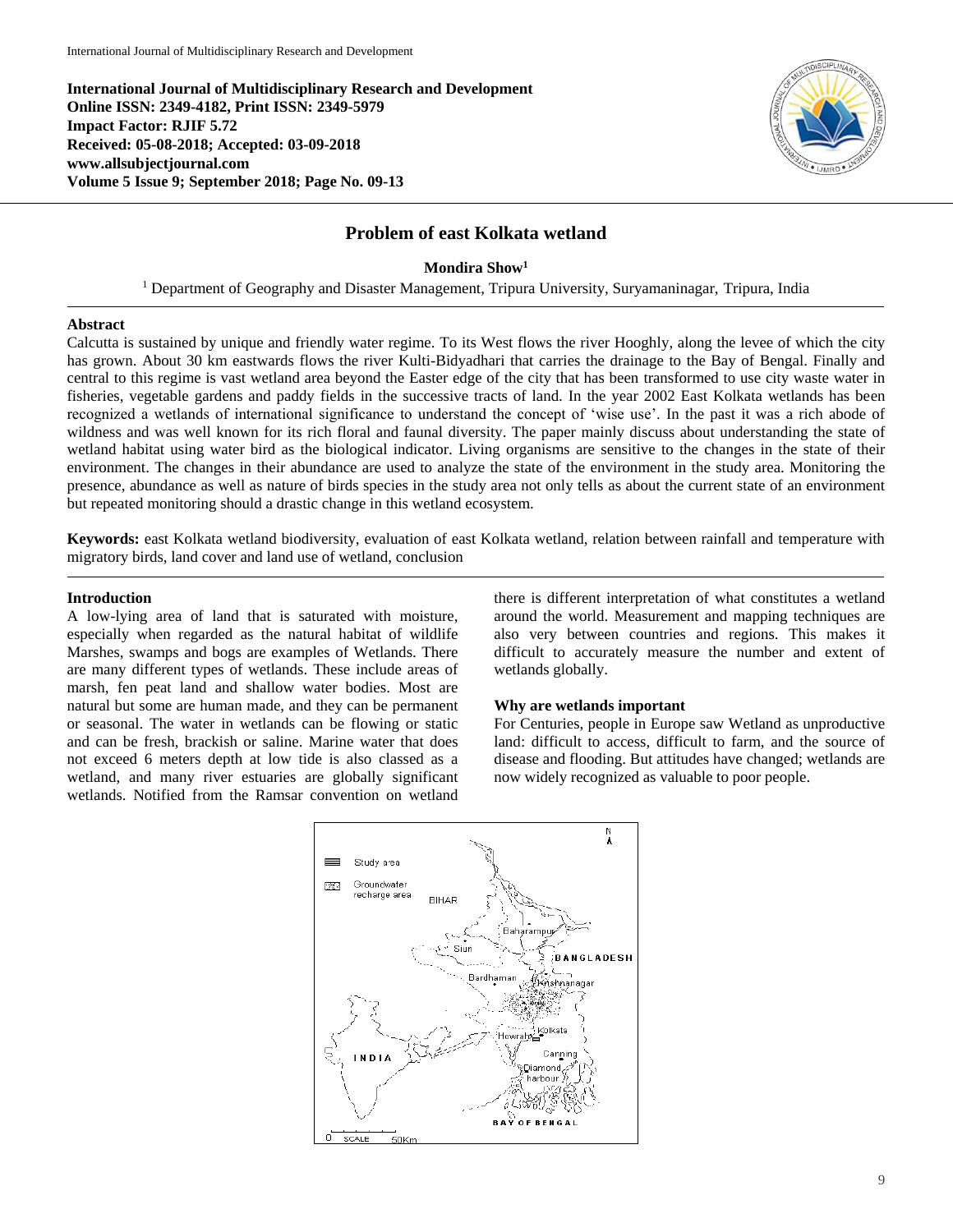International Journal of Multidisciplinary Research and Development
Online ISSN: 2349-4182, Print ISSN: 2349-5979
Impact Factor: RJIF 5.72
Received: 05-08-2018; Accepted: 03-09-2018
www.allsubjectjournal.com
Volume 5 Issue 9; September 2018; Page No. 09-13

# Problem of east Kolkata wetland

**Mondira Show**[1]

[1] Department of Geography and Disaster Management, Tripura University, Suryamaninagar, Tripura, India

## Abstract

Calcutta is sustained by unique and friendly water regime. To its West flows the river Hooghly, along the levee of which the city has grown. About 30 km eastwards flows the river Kulti-Bidyadhari that carries the drainage to the Bay of Bengal. Finally and central to this regime is vast wetland area beyond the Easter edge of the city that has been transformed to use city waste water in fisheries, vegetable gardens and paddy fields in the successive tracts of land. In the year 2002 East Kolkata wetlands has been recognized a wetlands of international significance to understand the concept of 'wise use'. In the past it was a rich abode of wildness and was well known for its rich floral and faunal diversity. The paper mainly discuss about understanding the state of wetland habitat using water bird as the biological indicator. Living organisms are sensitive to the changes in the state of their environment. The changes in their abundance are used to analyze the state of the environment in the study area. Monitoring the presence, abundance as well as nature of birds species in the study area not only tells as about the current state of an environment but repeated monitoring should a drastic change in this wetland ecosystem.

**Keywords:** east Kolkata wetland biodiversity, evaluation of east Kolkata wetland, relation between rainfall and temperature with migratory birds, land cover and land use of wetland, conclusion

## Introduction

A low-lying area of land that is saturated with moisture, especially when regarded as the natural habitat of wildlife Marshes, swamps and bogs are examples of Wetlands. There are many different types of wetlands. These include areas of marsh, fen peat land and shallow water bodies. Most are natural but some are human made, and they can be permanent or seasonal. The water in wetlands can be flowing or static and can be fresh, brackish or saline. Marine water that does not exceed 6 meters depth at low tide is also classed as a wetland, and many river estuaries are globally significant wetlands. Notified from the Ramsar convention on wetland there is different interpretation of what constitutes a wetland around the world. Measurement and mapping techniques are also very between countries and regions. This makes it difficult to accurately measure the number and extent of wetlands globally.

### Why are wetlands important

For Centuries, people in Europe saw Wetland as unproductive land: difficult to access, difficult to farm, and the source of disease and flooding. But attitudes have changed; wetlands are now widely recognized as valuable to poor people.

Study area
Groundwater recharge area
BIHAR
Baharampur
Siuri
BANGLADESH
Bardhaman
Krishnanagar
Kolkata
Howrah
INDIA
Canning
Diamond harbour
BAY OF BENGAL
0 SCALE 50Km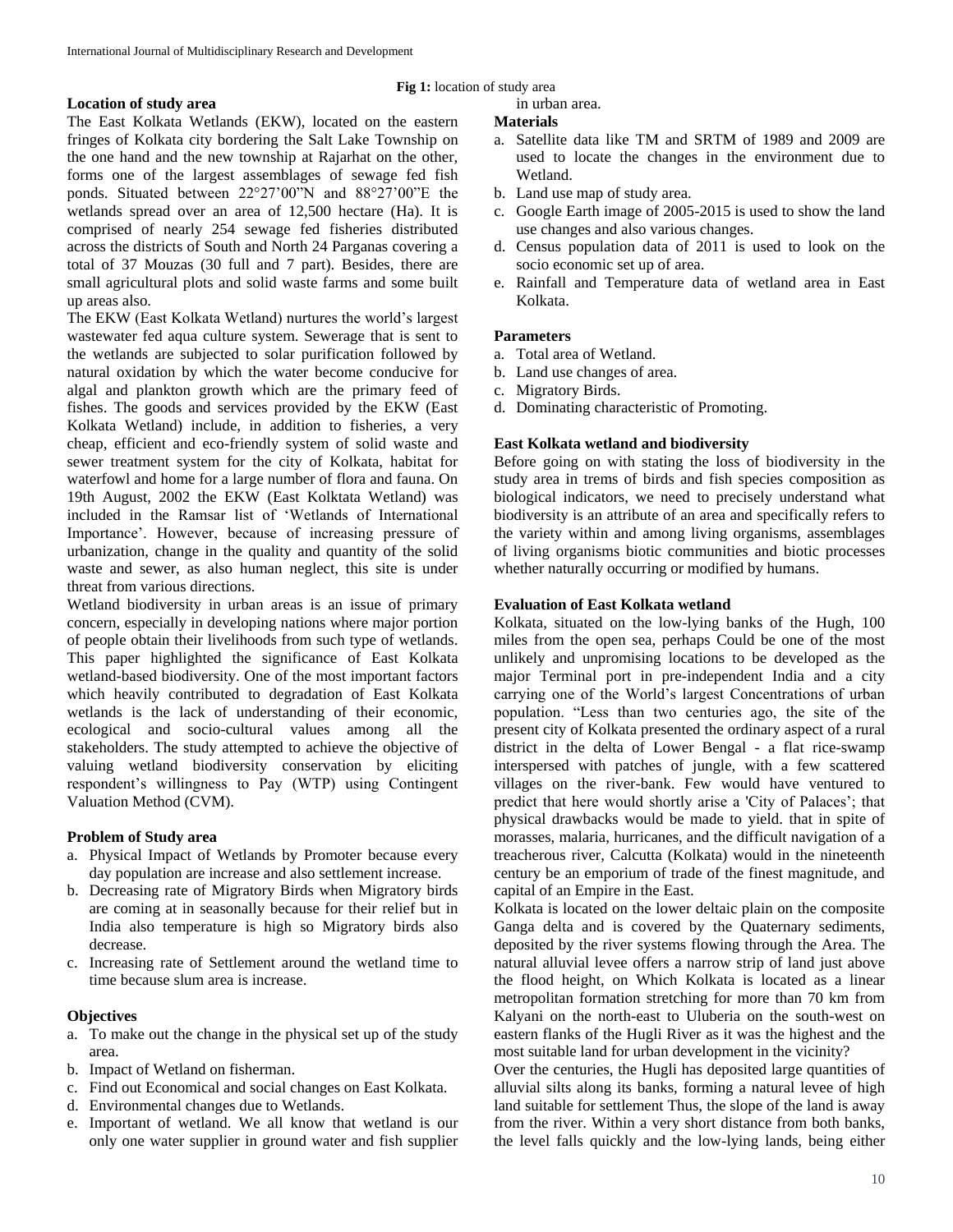**Fig 1:** location of study area

## Location of study area

The East Kolkata Wetlands (EKW), located on the eastern fringes of Kolkata city bordering the Salt Lake Township on the one hand and the new township at Rajarhat on the other, forms one of the largest assemblages of sewage fed fish ponds. Situated between 22°27'00"N and 88°27'00"E the wetlands spread over an area of 12,500 hectare (Ha). It is comprised of nearly 254 sewage fed fisheries distributed across the districts of South and North 24 Parganas covering a total of 37 Mouzas (30 full and 7 part). Besides, there are small agricultural plots and solid waste farms and some built up areas also.

The EKW (East Kolkata Wetland) nurtures the world's largest wastewater fed aqua culture system. Sewerage that is sent to the wetlands are subjected to solar purification followed by natural oxidation by which the water become conducive for algal and plankton growth which are the primary feed of fishes. The goods and services provided by the EKW (East Kolkata Wetland) include, in addition to fisheries, a very cheap, efficient and eco-friendly system of solid waste and sewer treatment system for the city of Kolkata, habitat for waterfowl and home for a large number of flora and fauna. On 19th August, 2002 the EKW (East Kolktata Wetland) was included in the Ramsar list of 'Wetlands of International Importance'. However, because of increasing pressure of urbanization, change in the quality and quantity of the solid waste and sewer, as also human neglect, this site is under threat from various directions.

Wetland biodiversity in urban areas is an issue of primary concern, especially in developing nations where major portion of people obtain their livelihoods from such type of wetlands. This paper highlighted the significance of East Kolkata wetland-based biodiversity. One of the most important factors which heavily contributed to degradation of East Kolkata wetlands is the lack of understanding of their economic, ecological and socio-cultural values among all the stakeholders. The study attempted to achieve the objective of valuing wetland biodiversity conservation by eliciting respondent's willingness to Pay (WTP) using Contingent Valuation Method (CVM).

## Problem of Study area

a. Physical Impact of Wetlands by Promoter because every day population are increase and also settlement increase.
b. Decreasing rate of Migratory Birds when Migratory birds are coming at in seasonally because for their relief but in India also temperature is high so Migratory birds also decrease.
c. Increasing rate of Settlement around the wetland time to time because slum area is increase.

## Objectives

a. To make out the change in the physical set up of the study area.
b. Impact of Wetland on fisherman.
c. Find out Economical and social changes on East Kolkata.
d. Environmental changes due to Wetlands.
e. Important of wetland. We all know that wetland is our only one water supplier in ground water and fish supplier in urban area.

## Materials

a. Satellite data like TM and SRTM of 1989 and 2009 are used to locate the changes in the environment due to Wetland.
b. Land use map of study area.
c. Google Earth image of 2005-2015 is used to show the land use changes and also various changes.
d. Census population data of 2011 is used to look on the socio economic set up of area.
e. Rainfall and Temperature data of wetland area in East Kolkata.

## Parameters

a. Total area of Wetland.
b. Land use changes of area.
c. Migratory Birds.
d. Dominating characteristic of Promoting.

## East Kolkata wetland and biodiversity

Before going on with stating the loss of biodiversity in the study area in trems of birds and fish species composition as biological indicators, we need to precisely understand what biodiversity is an attribute of an area and specifically refers to the variety within and among living organisms, assemblages of living organisms biotic communities and biotic processes whether naturally occurring or modified by humans.

## Evaluation of East Kolkata wetland

Kolkata, situated on the low-lying banks of the Hugh, 100 miles from the open sea, perhaps Could be one of the most unlikely and unpromising locations to be developed as the major Terminal port in pre-independent India and a city carrying one of the World's largest Concentrations of urban population. "Less than two centuries ago, the site of the present city of Kolkata presented the ordinary aspect of a rural district in the delta of Lower Bengal - a flat rice-swamp interspersed with patches of jungle, with a few scattered villages on the river-bank. Few would have ventured to predict that here would shortly arise a 'City of Palaces'; that physical drawbacks would be made to yield. that in spite of morasses, malaria, hurricanes, and the difficult navigation of a treacherous river, Calcutta (Kolkata) would in the nineteenth century be an emporium of trade of the finest magnitude, and capital of an Empire in the East.

Kolkata is located on the lower deltaic plain on the composite Ganga delta and is covered by the Quaternary sediments, deposited by the river systems flowing through the Area. The natural alluvial levee offers a narrow strip of land just above the flood height, on Which Kolkata is located as a linear metropolitan formation stretching for more than 70 km from Kalyani on the north-east to Uluberia on the south-west on eastern flanks of the Hugli River as it was the highest and the most suitable land for urban development in the vicinity?

Over the centuries, the Hugli has deposited large quantities of alluvial silts along its banks, forming a natural levee of high land suitable for settlement Thus, the slope of the land is away from the river. Within a very short distance from both banks, the level falls quickly and the low-lying lands, being either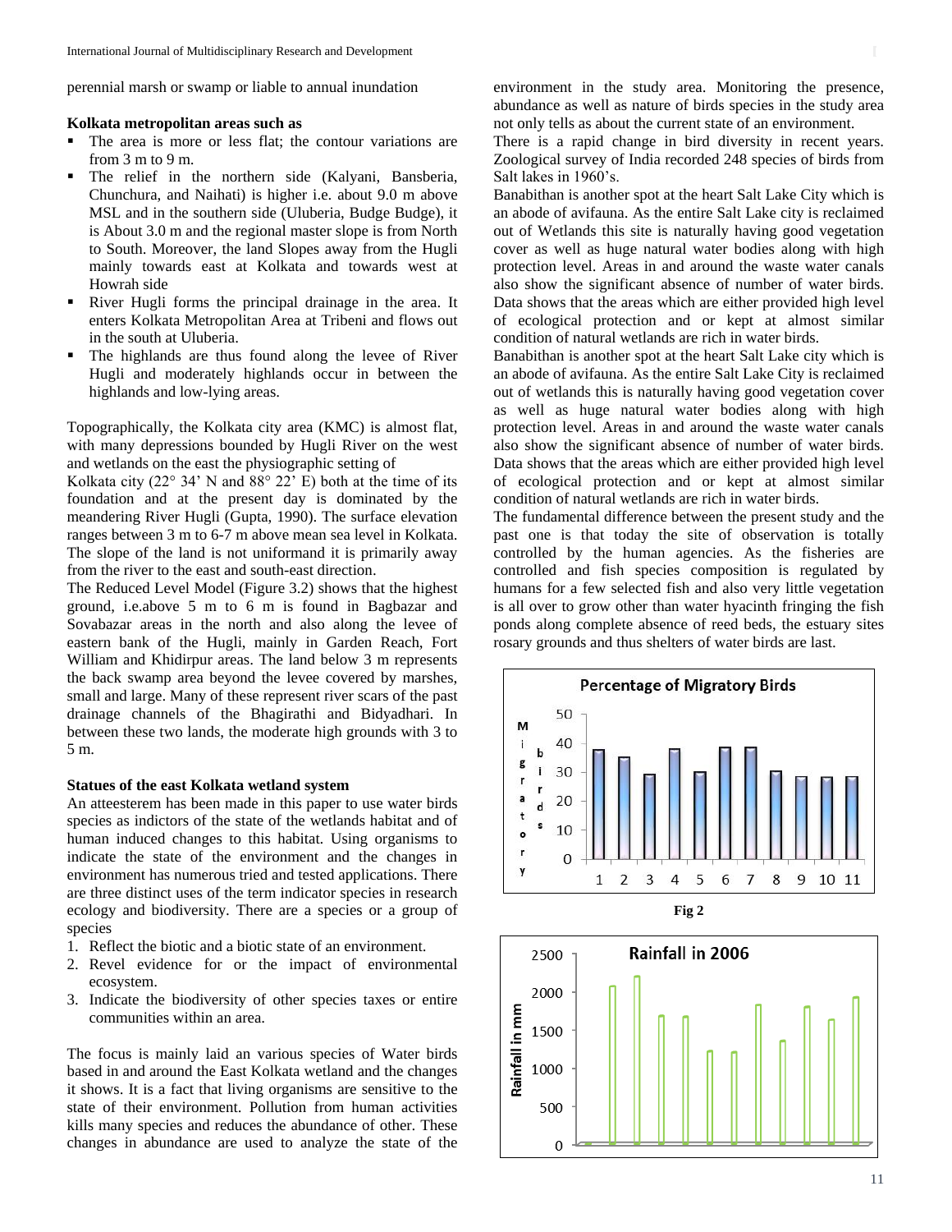perennial marsh or swamp or liable to annual inundation

**Kolkata metropolitan areas such as**

- The area is more or less flat; the contour variations are from 3 m to 9 m.
- The relief in the northern side (Kalyani, Bansberia, Chunchura, and Naihati) is higher i.e. about 9.0 m above MSL and in the southern side (Uluberia, Budge Budge), it is About 3.0 m and the regional master slope is from North to South. Moreover, the land Slopes away from the Hugli mainly towards east at Kolkata and towards west at Howrah side
- River Hugli forms the principal drainage in the area. It enters Kolkata Metropolitan Area at Tribeni and flows out in the south at Uluberia.
- The highlands are thus found along the levee of River Hugli and moderately highlands occur in between the highlands and low-lying areas.

Topographically, the Kolkata city area (KMC) is almost flat, with many depressions bounded by Hugli River on the west and wetlands on the east the physiographic setting of

Kolkata city (22° 34' N and 88° 22' E) both at the time of its foundation and at the present day is dominated by the meandering River Hugli (Gupta, 1990). The surface elevation ranges between 3 m to 6-7 m above mean sea level in Kolkata. The slope of the land is not uniformand it is primarily away from the river to the east and south-east direction.

The Reduced Level Model (Figure 3.2) shows that the highest ground, i.e.above 5 m to 6 m is found in Bagbazar and Sovabazar areas in the north and also along the levee of eastern bank of the Hugli, mainly in Garden Reach, Fort William and Khidirpur areas. The land below 3 m represents the back swamp area beyond the levee covered by marshes, small and large. Many of these represent river scars of the past drainage channels of the Bhagirathi and Bidyadhari. In between these two lands, the moderate high grounds with 3 to 5 m.

**Statues of the east Kolkata wetland system**

An atteesterem has been made in this paper to use water birds species as indictors of the state of the wetlands habitat and of human induced changes to this habitat. Using organisms to indicate the state of the environment and the changes in environment has numerous tried and tested applications. There are three distinct uses of the term indicator species in research ecology and biodiversity. There are a species or a group of species

1. Reflect the biotic and a biotic state of an environment.
2. Revel evidence for or the impact of environmental ecosystem.
3. Indicate the biodiversity of other species taxes or entire communities within an area.

The focus is mainly laid an various species of Water birds based in and around the East Kolkata wetland and the changes it shows. It is a fact that living organisms are sensitive to the state of their environment. Pollution from human activities kills many species and reduces the abundance of other. These changes in abundance are used to analyze the state of the environment in the study area. Monitoring the presence, abundance as well as nature of birds species in the study area not only tells as about the current state of an environment.

There is a rapid change in bird diversity in recent years. Zoological survey of India recorded 248 species of birds from Salt lakes in 1960's.

Banabithan is another spot at the heart Salt Lake City which is an abode of avifauna. As the entire Salt Lake city is reclaimed out of Wetlands this site is naturally having good vegetation cover as well as huge natural water bodies along with high protection level. Areas in and around the waste water canals also show the significant absence of number of water birds. Data shows that the areas which are either provided high level of ecological protection and or kept at almost similar condition of natural wetlands are rich in water birds.

Banabithan is another spot at the heart Salt Lake city which is an abode of avifauna. As the entire Salt Lake City is reclaimed out of wetlands this is naturally having good vegetation cover as well as huge natural water bodies along with high protection level. Areas in and around the waste water canals also show the significant absence of number of water birds. Data shows that the areas which are either provided high level of ecological protection and or kept at almost similar condition of natural wetlands are rich in water birds.

The fundamental difference between the present study and the past one is that today the site of observation is totally controlled by the human agencies. As the fisheries are controlled and fish species composition is regulated by humans for a few selected fish and also very little vegetation is all over to grow other than water hyacinth fringing the fish ponds along complete absence of reed beds, the estuary sites rosary grounds and thus shelters of water birds are last.

Fig 2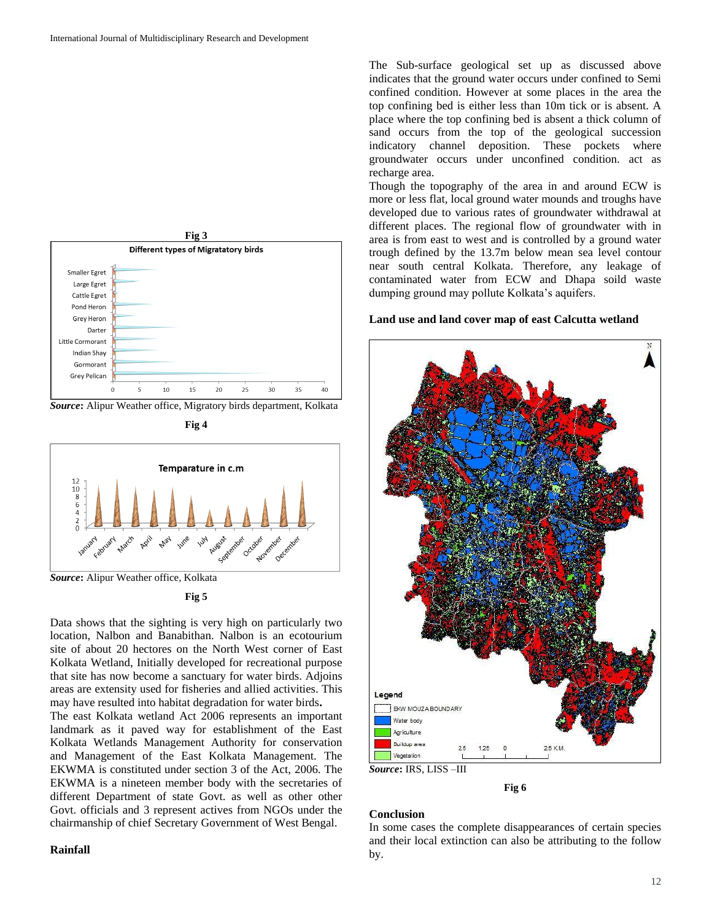**Fig 3**

*Source***:** Alipur Weather office, Migratory birds department, Kolkata

**Fig 4**

*Source***:** Alipur Weather office, Kolkata

**Fig 5**

Data shows that the sighting is very high on particularly two location, Nalbon and Banabithan. Nalbon is an ecotourium site of about 20 hectores on the North West corner of East Kolkata Wetland, Initially developed for recreational purpose that site has now become a sanctuary for water birds. Adjoins areas are extensity used for fisheries and allied activities. This may have resulted into habitat degradation for water birds**.**

The east Kolkata wetland Act 2006 represents an important landmark as it paved way for establishment of the East Kolkata Wetlands Management Authority for conservation and Management of the East Kolkata Management. The EKWMA is constituted under section 3 of the Act, 2006. The EKWMA is a nineteen member body with the secretaries of different Department of state Govt. as well as other other Govt. officials and 3 represent actives from NGOs under the chairmanship of chief Secretary Government of West Bengal.

**Rainfall**

The Sub-surface geological set up as discussed above indicates that the ground water occurs under confined to Semi confined condition. However at some places in the area the top confining bed is either less than 10m tick or is absent. A place where the top confining bed is absent a thick column of sand occurs from the top of the geological succession indicatory channel deposition. These pockets where groundwater occurs under unconfined condition. act as recharge area.

Though the topography of the area in and around ECW is more or less flat, local ground water mounds and troughs have developed due to various rates of groundwater withdrawal at different places. The regional flow of groundwater with in area is from east to west and is controlled by a ground water trough defined by the 13.7m below mean sea level contour near south central Kolkata. Therefore, any leakage of contaminated water from ECW and Dhapa soild waste dumping ground may pollute Kolkata's aquifers.

**Land use and land cover map of east Calcutta wetland**

*Source***:** IRS, LISS –III

**Fig 6**

**Conclusion**

In some cases the complete disappearances of certain species and their local extinction can also be attributing to the follow by.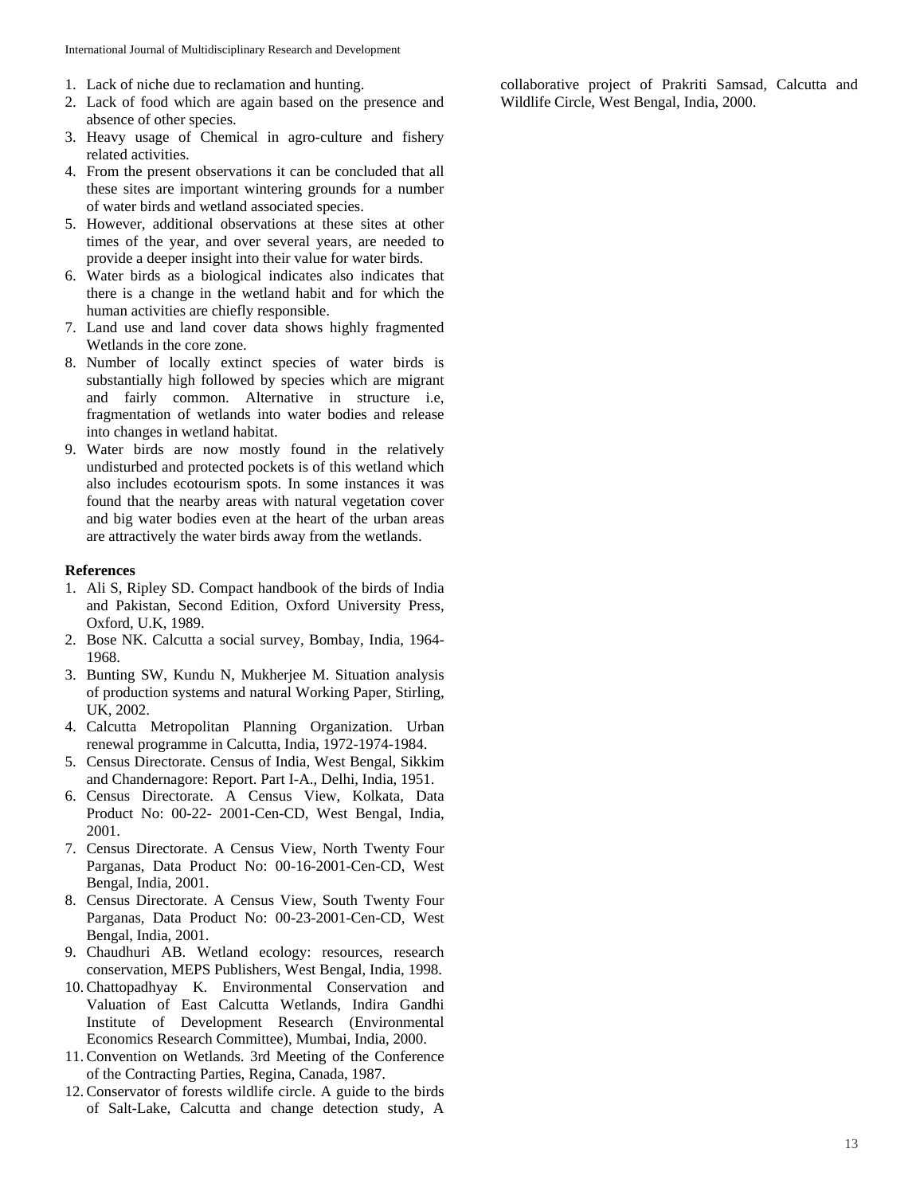1. Lack of niche due to reclamation and hunting.
2. Lack of food which are again based on the presence and absence of other species.
3. Heavy usage of Chemical in agro-culture and fishery related activities.
4. From the present observations it can be concluded that all these sites are important wintering grounds for a number of water birds and wetland associated species.
5. However, additional observations at these sites at other times of the year, and over several years, are needed to provide a deeper insight into their value for water birds.
6. Water birds as a biological indicates also indicates that there is a change in the wetland habit and for which the human activities are chiefly responsible.
7. Land use and land cover data shows highly fragmented Wetlands in the core zone.
8. Number of locally extinct species of water birds is substantially high followed by species which are migrant and fairly common. Alternative in structure i.e, fragmentation of wetlands into water bodies and release into changes in wetland habitat.
9. Water birds are now mostly found in the relatively undisturbed and protected pockets is of this wetland which also includes ecotourism spots. In some instances it was found that the nearby areas with natural vegetation cover and big water bodies even at the heart of the urban areas are attractively the water birds away from the wetlands.

**References**

1. Ali S, Ripley SD. Compact handbook of the birds of India and Pakistan, Second Edition, Oxford University Press, Oxford, U.K, 1989.
2. Bose NK. Calcutta a social survey, Bombay, India, 1964-1968.
3. Bunting SW, Kundu N, Mukherjee M. Situation analysis of production systems and natural Working Paper, Stirling, UK, 2002.
4. Calcutta Metropolitan Planning Organization. Urban renewal programme in Calcutta, India, 1972-1974-1984.
5. Census Directorate. Census of India, West Bengal, Sikkim and Chandernagore: Report. Part I-A., Delhi, India, 1951.
6. Census Directorate. A Census View, Kolkata, Data Product No: 00-22- 2001-Cen-CD, West Bengal, India, 2001.
7. Census Directorate. A Census View, North Twenty Four Parganas, Data Product No: 00-16-2001-Cen-CD, West Bengal, India, 2001.
8. Census Directorate. A Census View, South Twenty Four Parganas, Data Product No: 00-23-2001-Cen-CD, West Bengal, India, 2001.
9. Chaudhuri AB. Wetland ecology: resources, research conservation, MEPS Publishers, West Bengal, India, 1998.
10. Chattopadhyay K. Environmental Conservation and Valuation of East Calcutta Wetlands, Indira Gandhi Institute of Development Research (Environmental Economics Research Committee), Mumbai, India, 2000.
11. Convention on Wetlands. 3rd Meeting of the Conference of the Contracting Parties, Regina, Canada, 1987.
12. Conservator of forests wildlife circle. A guide to the birds of Salt-Lake, Calcutta and change detection study, A collaborative project of Prakriti Samsad, Calcutta and Wildlife Circle, West Bengal, India, 2000.